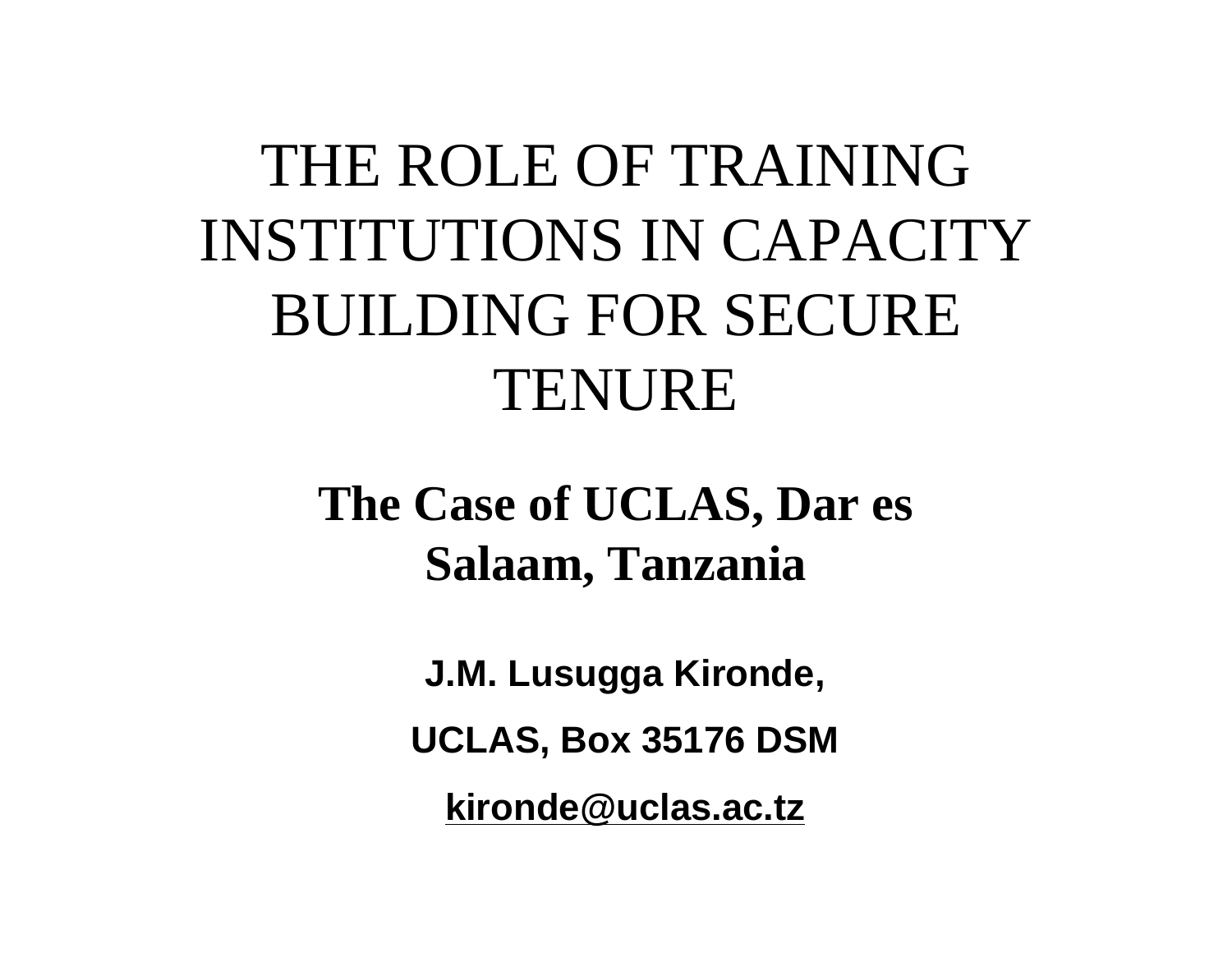# THE ROLE OF TRAINING INSTITUTIONS IN CAPACITY BUILDING FOR SECURE TENURE

## The Case of UCLAS, Dar es Salaam, Tanzania

**J.M. Lusugga Kironde,**

**UCLAS, Box 35176 DSM**

**kironde@uclas.ac.tz**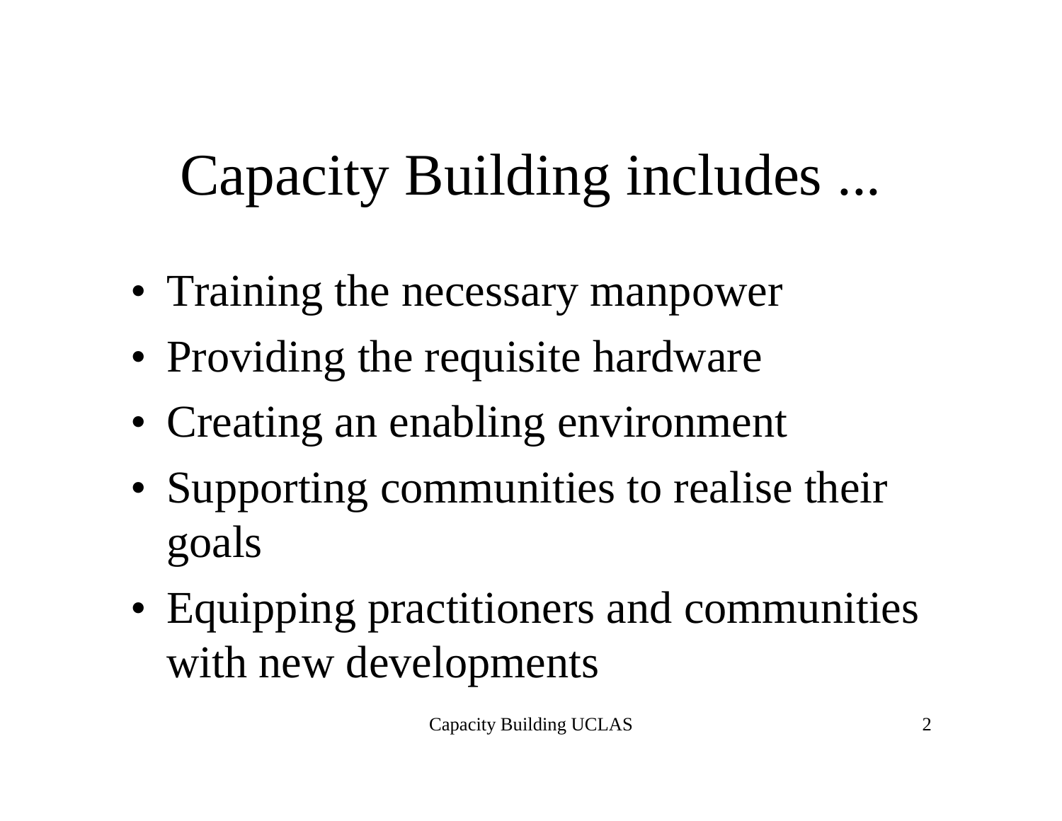# Capacity Building includes ...

- Training the necessary manpower
- Providing the requisite hardware
- Creating an enabling environment
- Supporting communities to realise their goals
- Equipping practitioners and communities with new developments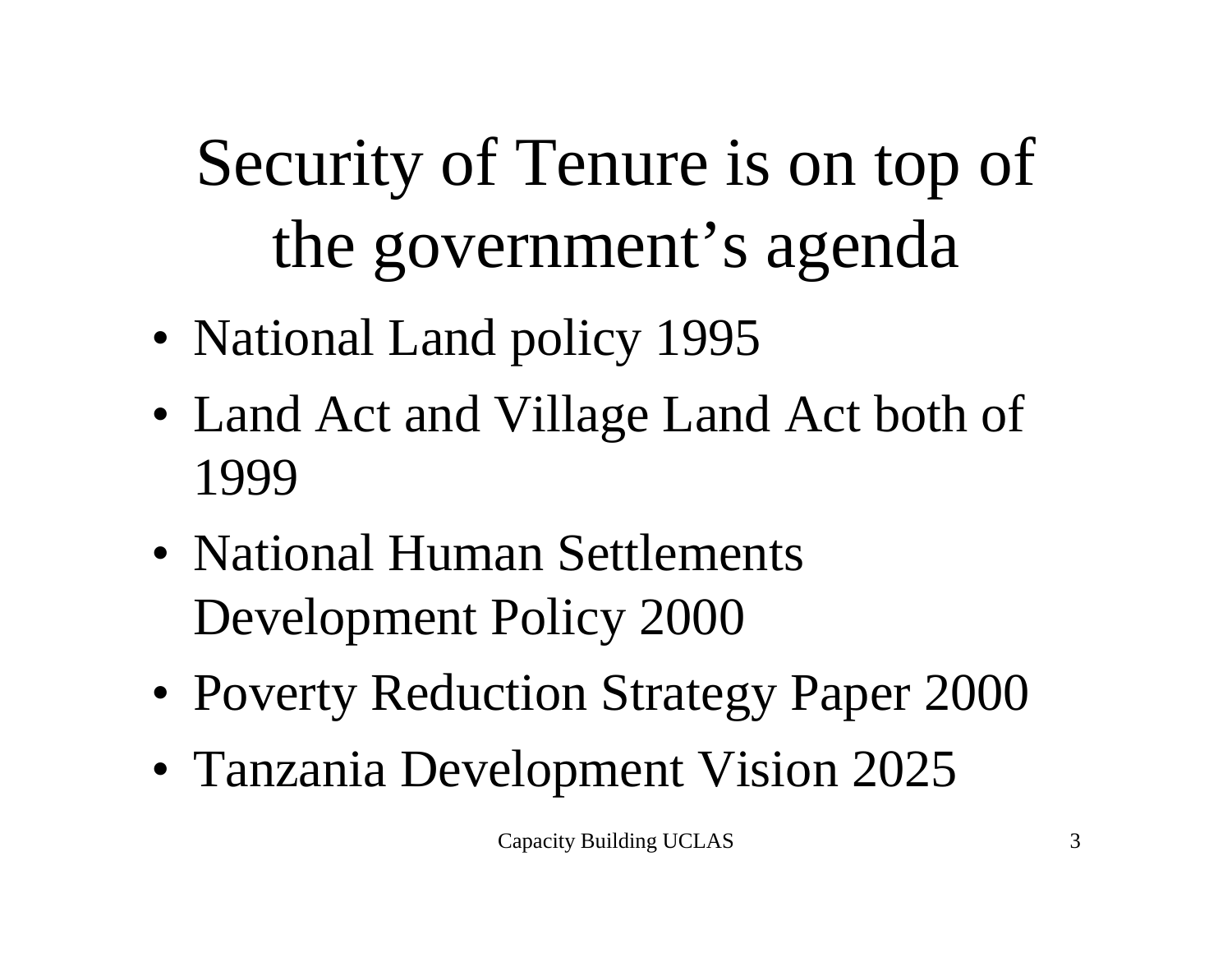# Security of Tenure is on top of the government's agenda

- National Land policy 1995
- Land Act and Village Land Act both of 1999
- National Human Settlements Development Policy 2000
- Poverty Reduction Strategy Paper 2000
- Tanzania Development Vision 2025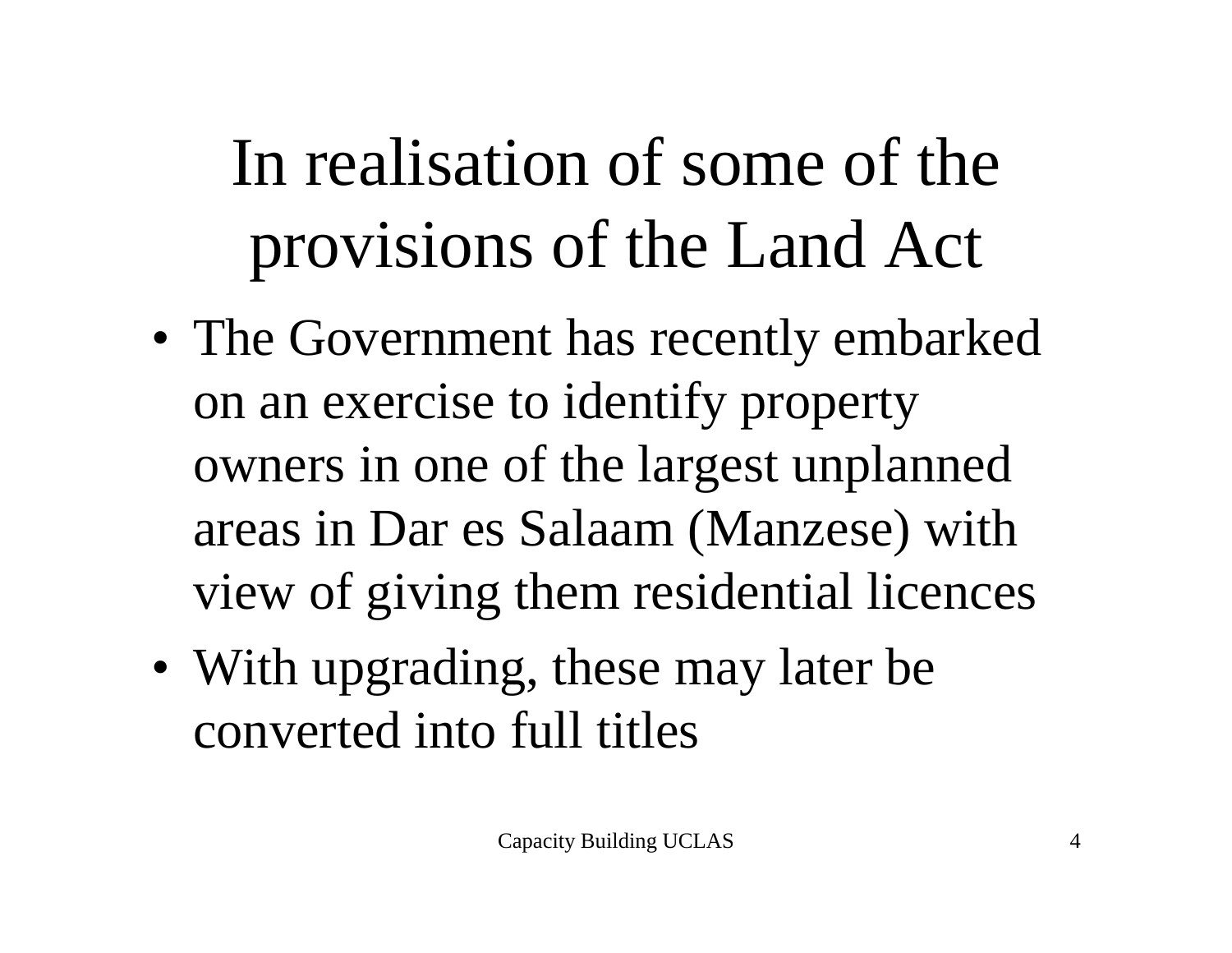# In realisation of some of the provisions of the Land Act

- The Government has recently embarked on an exercise to identify property owners in one of the largest unplanned areas in Dar es Salaam (Manzese) with view of giving them residential licences
- With upgrading, these may later be converted into full titles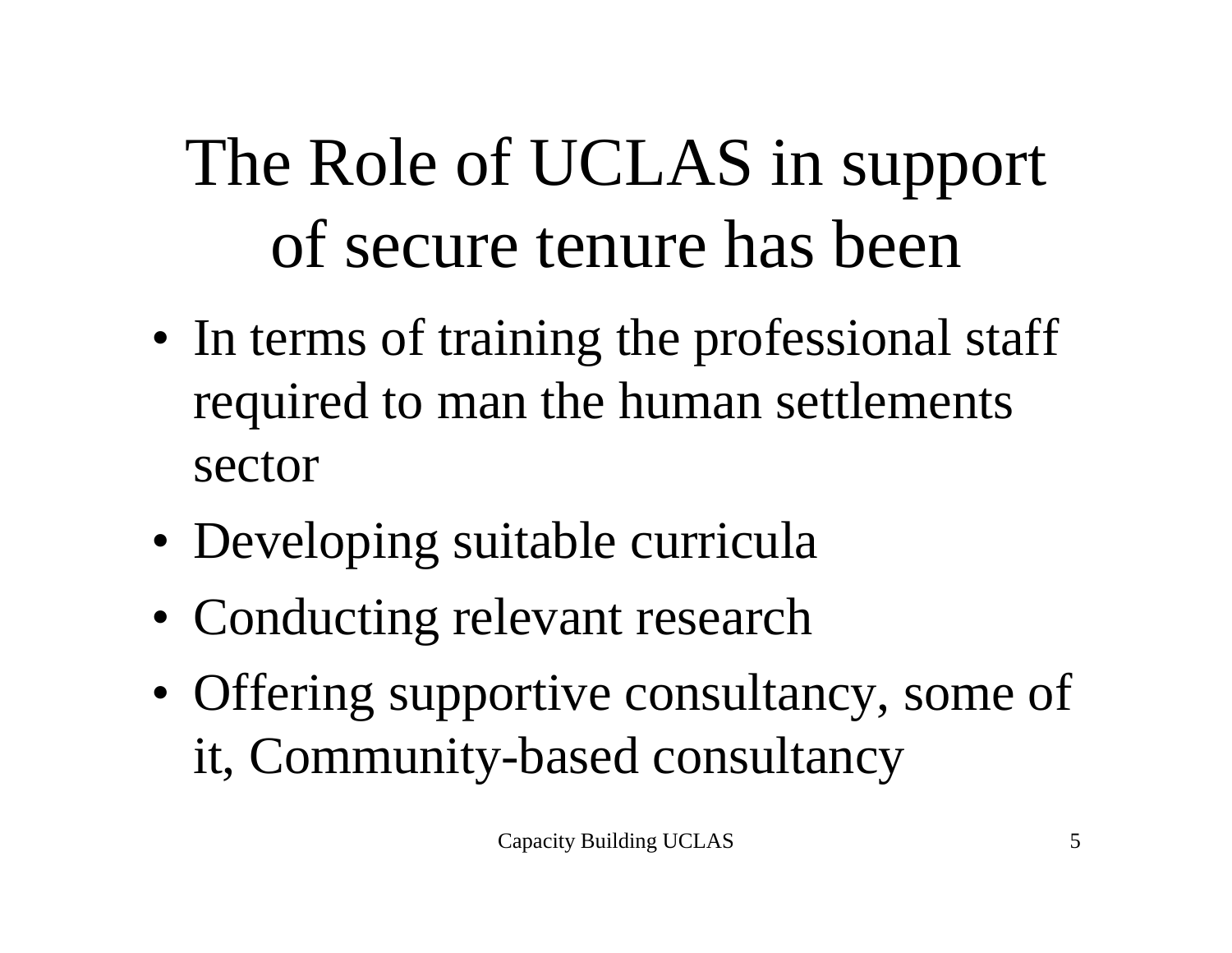# The Role of UCLAS in support of secure tenure has been

- In terms of training the professional staff required to man the human settlements sector
- Developing suitable curricula
- Conducting relevant research
- Offering supportive consultancy, some of it, Community-based consultancy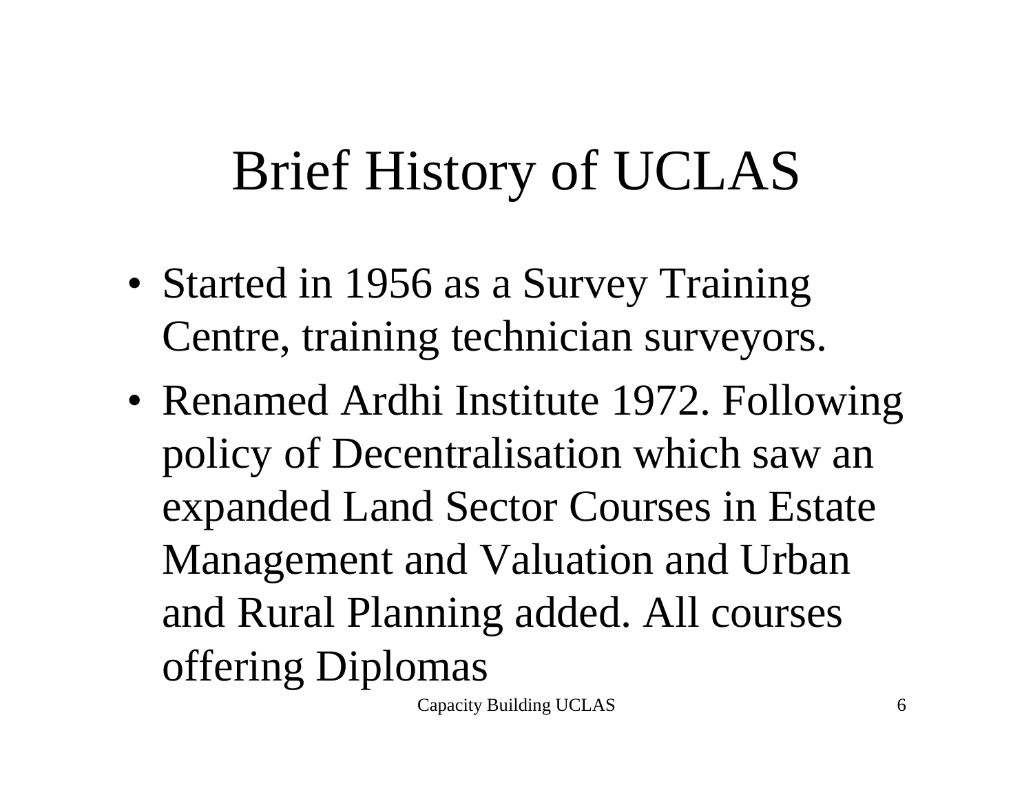# Brief History of UCLAS

- Started in 1956 as a Survey Training Centre, training technician surveyors.
- Renamed Ardhi Institute 1972. Following policy of Decentralisation which saw an expanded Land Sector Courses in Estate Management and Valuation and Urban and Rural Planning added. All courses offering Diplomas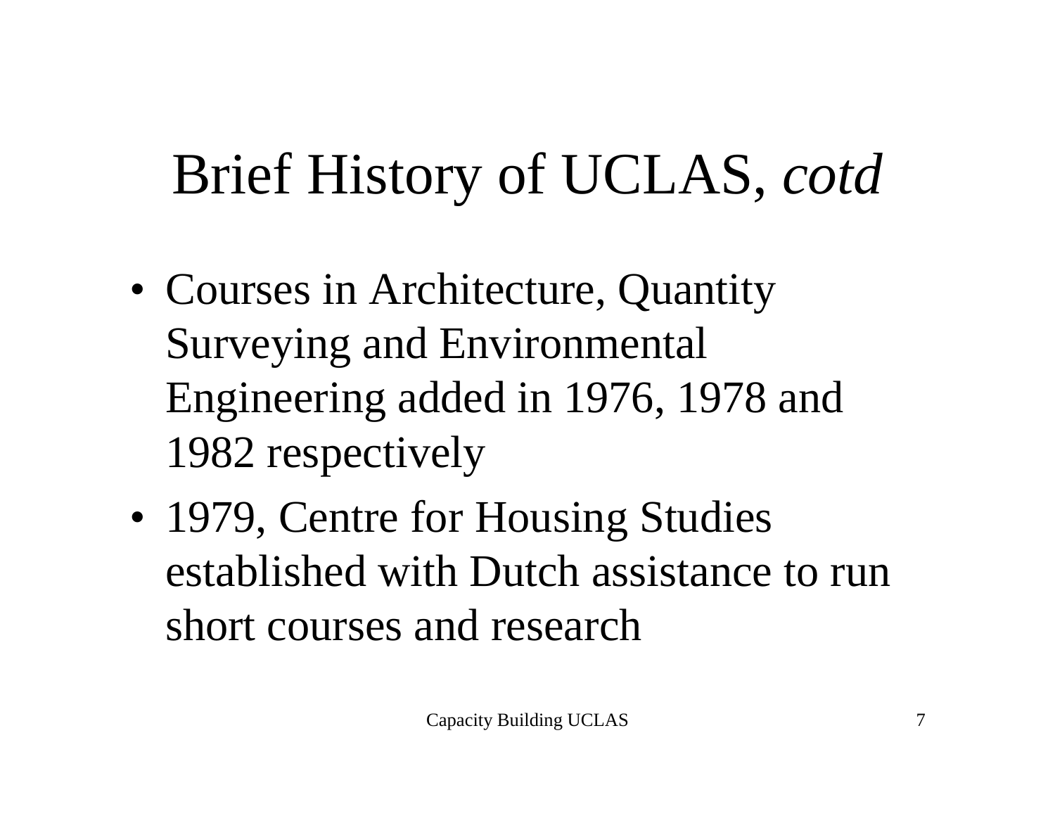# Brief History of UCLAS, *cotd*

- Courses in Architecture, Quantity Surveying and Environmental Engineering added in 1976, 1978 and 1982 respectively
- 1979, Centre for Housing Studies established with Dutch assistance to run short courses and research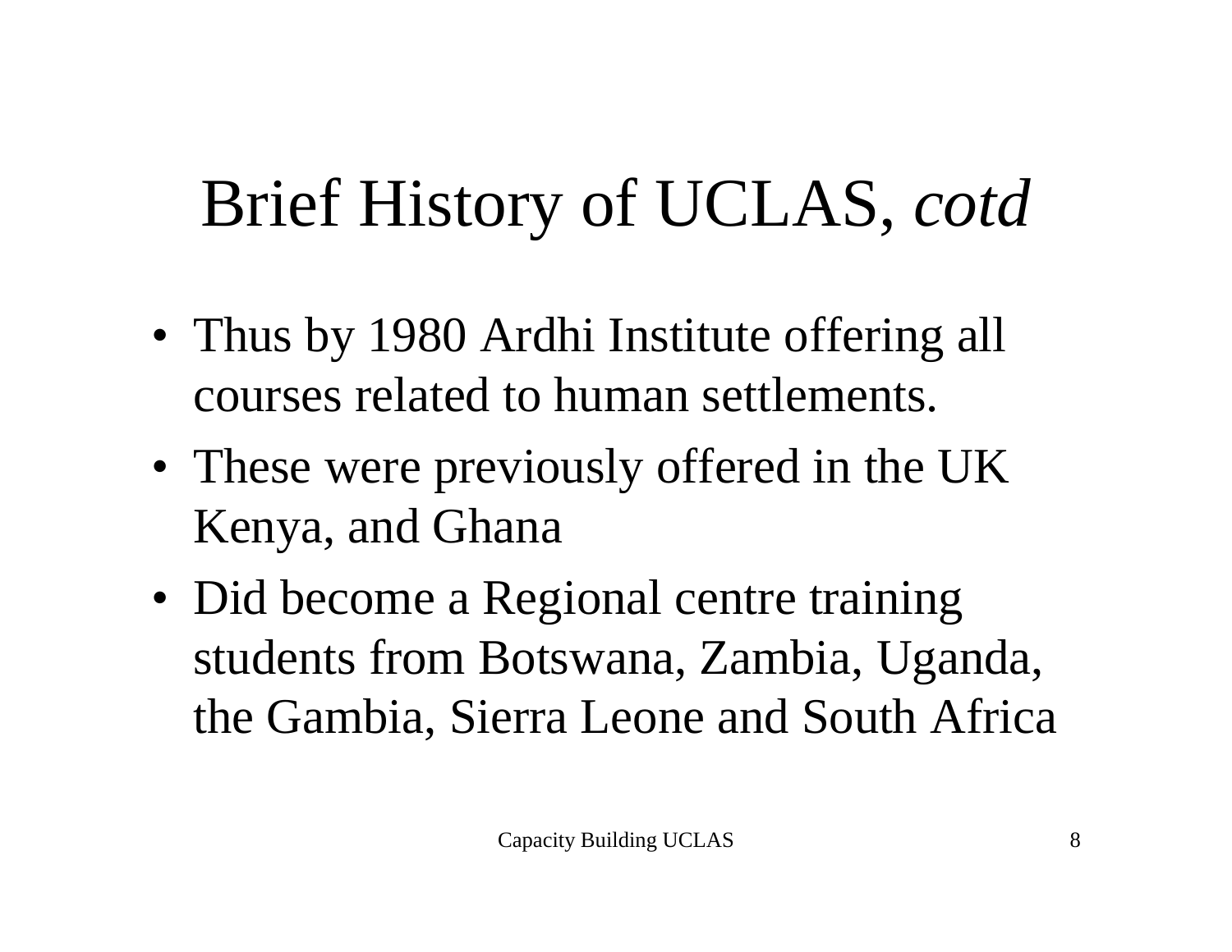# Brief History of UCLAS, *cotd*

- Thus by 1980 Ardhi Institute offering all courses related to human settlements.
- These were previously offered in the UK Kenya, and Ghana
- Did become a Regional centre training students from Botswana, Zambia, Uganda, the Gambia, Sierra Leone and South Africa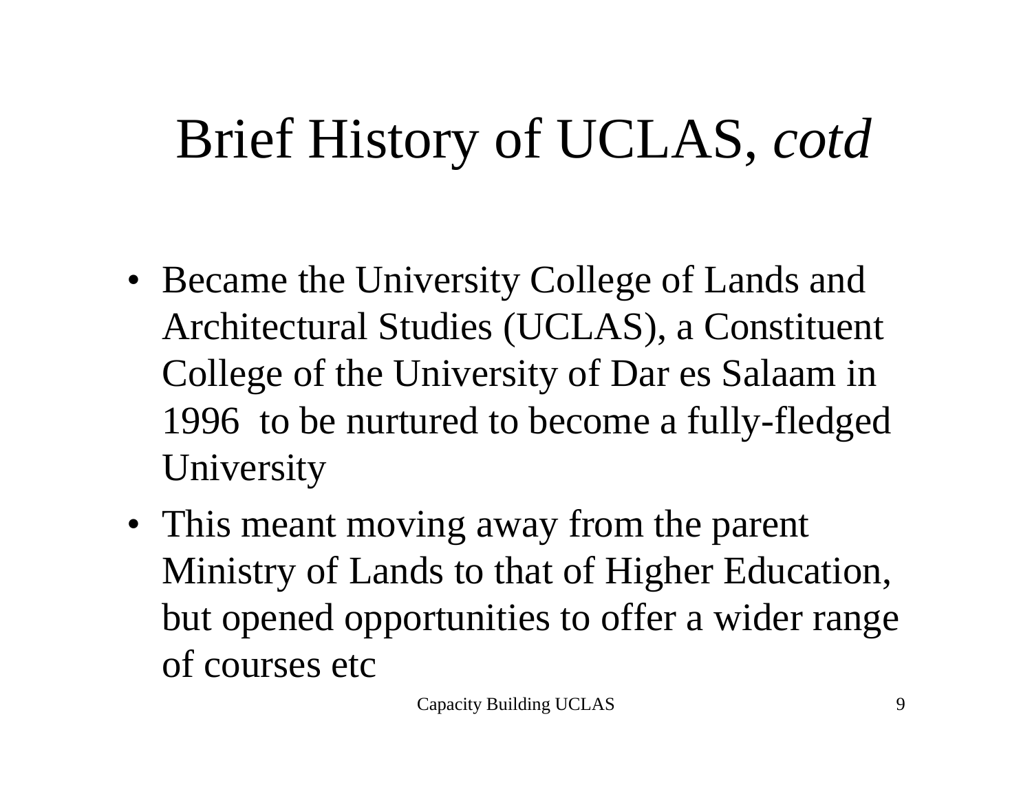# Brief History of UCLAS, *cotd*

- Became the University College of Lands and Architectural Studies (UCLAS), a Constituent College of the University of Dar es Salaam in 1996 to be nurtured to become a fully-fledged University
- This meant moving away from the parent Ministry of Lands to that of Higher Education, but opened opportunities to offer a wider range of courses etc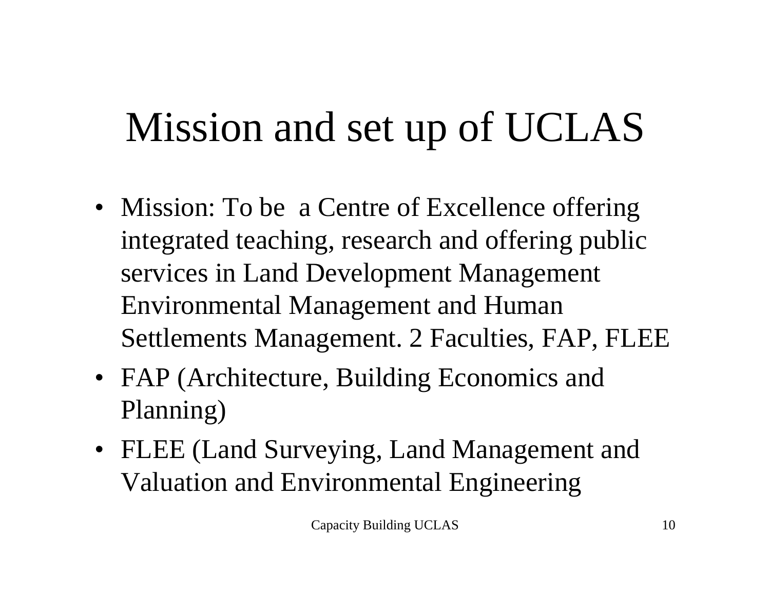# Mission and set up of UCLAS

- Mission: To be a Centre of Excellence offering integrated teaching, research and offering public services in Land Development Management Environmental Management and Human Settlements Management. 2 Faculties, FAP, FLEE
- FAP (Architecture, Building Economics and Planning)
- FLEE (Land Surveying, Land Management and Valuation and Environmental Engineering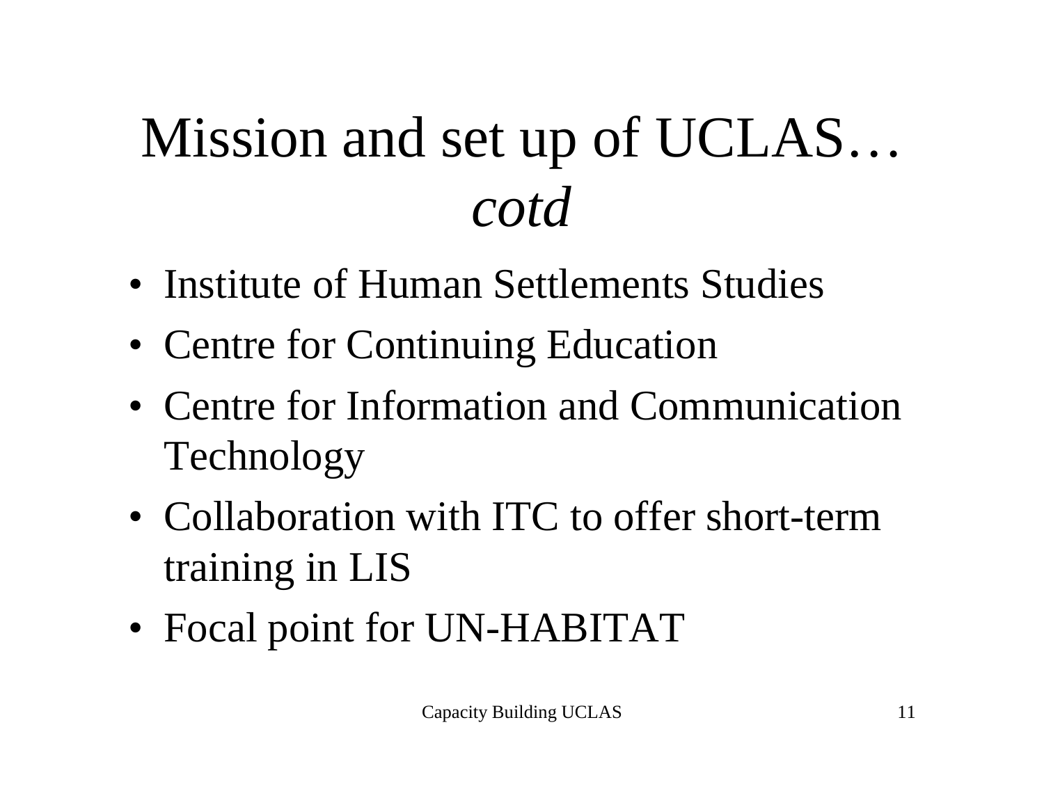# Mission and set up of UCLAS… *cotd*

- Institute of Human Settlements Studies
- Centre for Continuing Education
- Centre for Information and Communication Technology
- Collaboration with ITC to offer short-term training in LIS
- Focal point for UN-HABITAT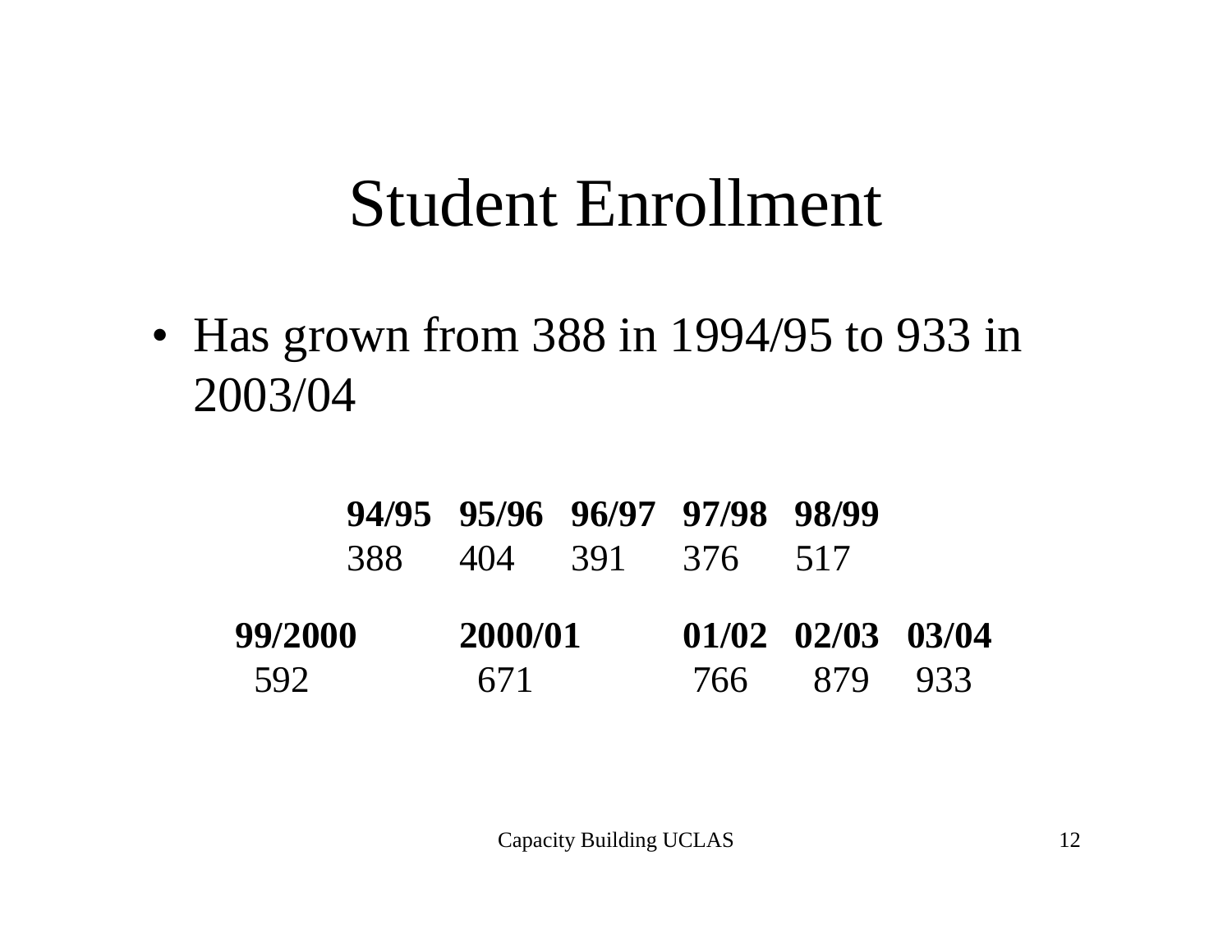# Student Enrollment

- Has grown from 388 in 1994/95 to 933 in 2003/04

| 94/95 | 95/96 | 96/97 | 97/98 | 98/99 |
|---|---|---|---|---|
| 388 | 404 | 391 | 376 | 517 |

| 99/2000 | 2000/01 | 01/02 | 02/03 | 03/04 |
|---|---|---|---|---|
| 592 | 671 | 766 | 879 | 933 |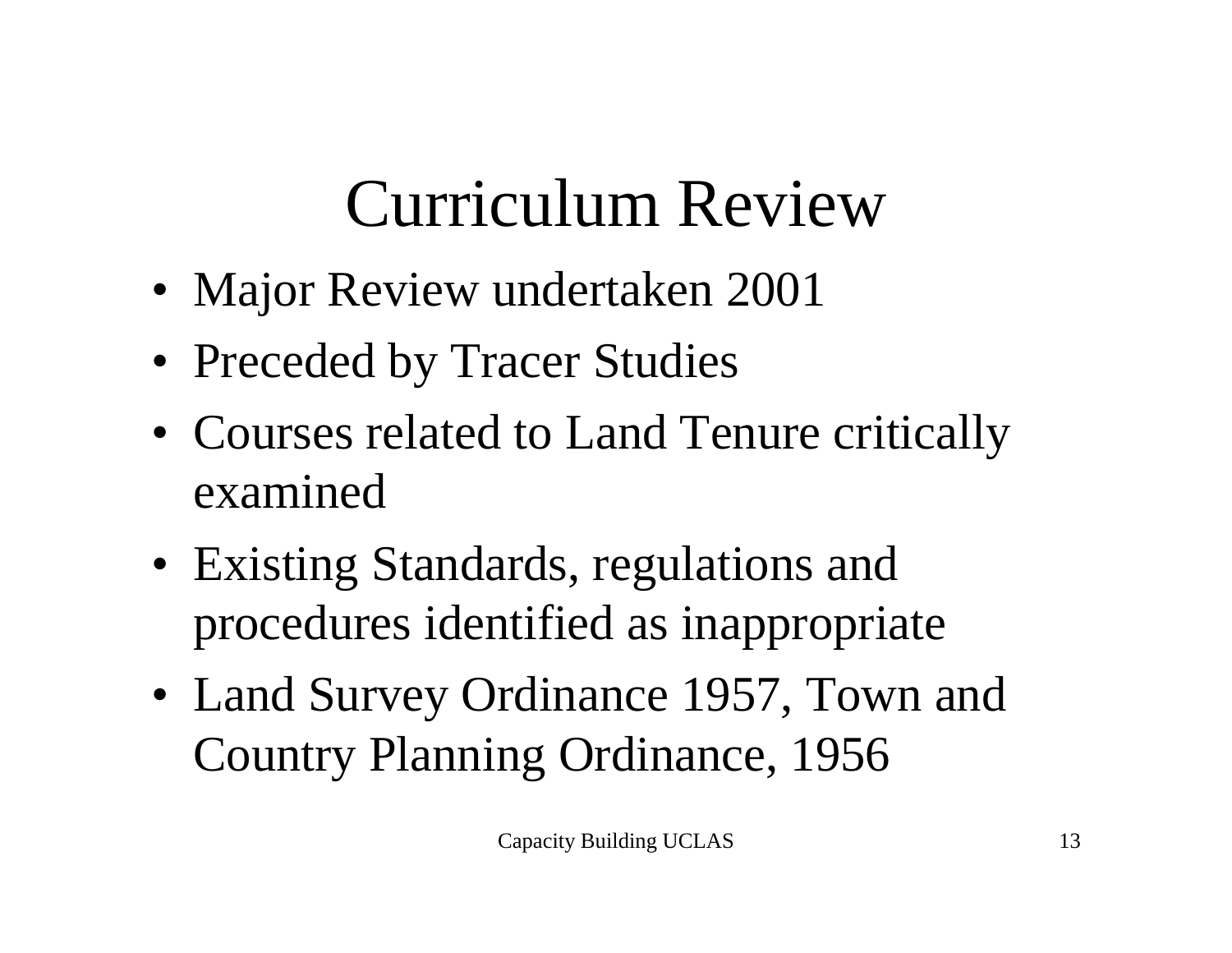# Curriculum Review

- Major Review undertaken 2001
- Preceded by Tracer Studies
- Courses related to Land Tenure critically examined
- Existing Standards, regulations and procedures identified as inappropriate
- Land Survey Ordinance 1957, Town and Country Planning Ordinance, 1956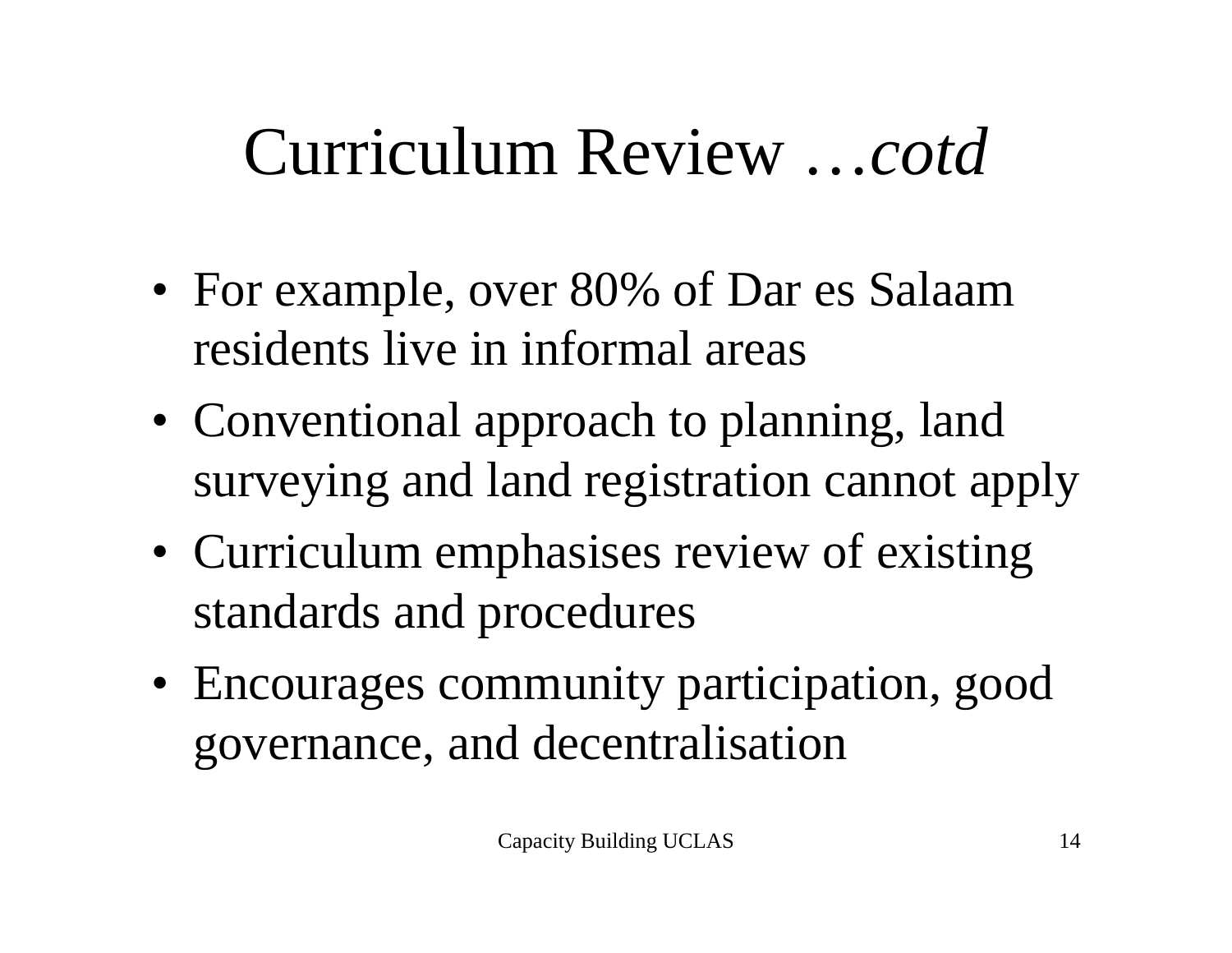# Curriculum Review …*cotd*

- For example, over 80% of Dar es Salaam residents live in informal areas
- Conventional approach to planning, land surveying and land registration cannot apply
- Curriculum emphasises review of existing standards and procedures
- Encourages community participation, good governance, and decentralisation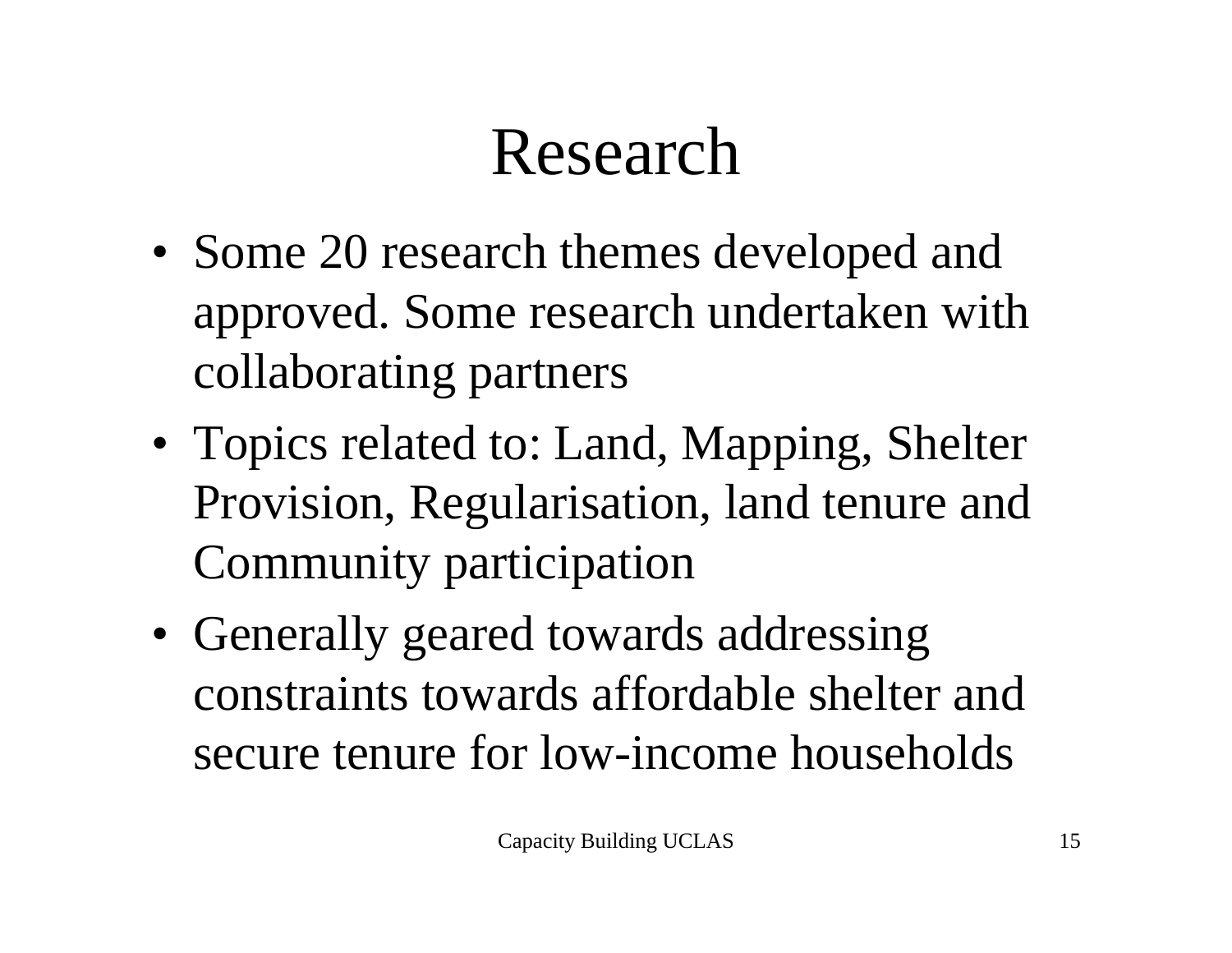# Research

- Some 20 research themes developed and approved. Some research undertaken with collaborating partners
- Topics related to: Land, Mapping, Shelter Provision, Regularisation, land tenure and Community participation
- Generally geared towards addressing constraints towards affordable shelter and secure tenure for low-income households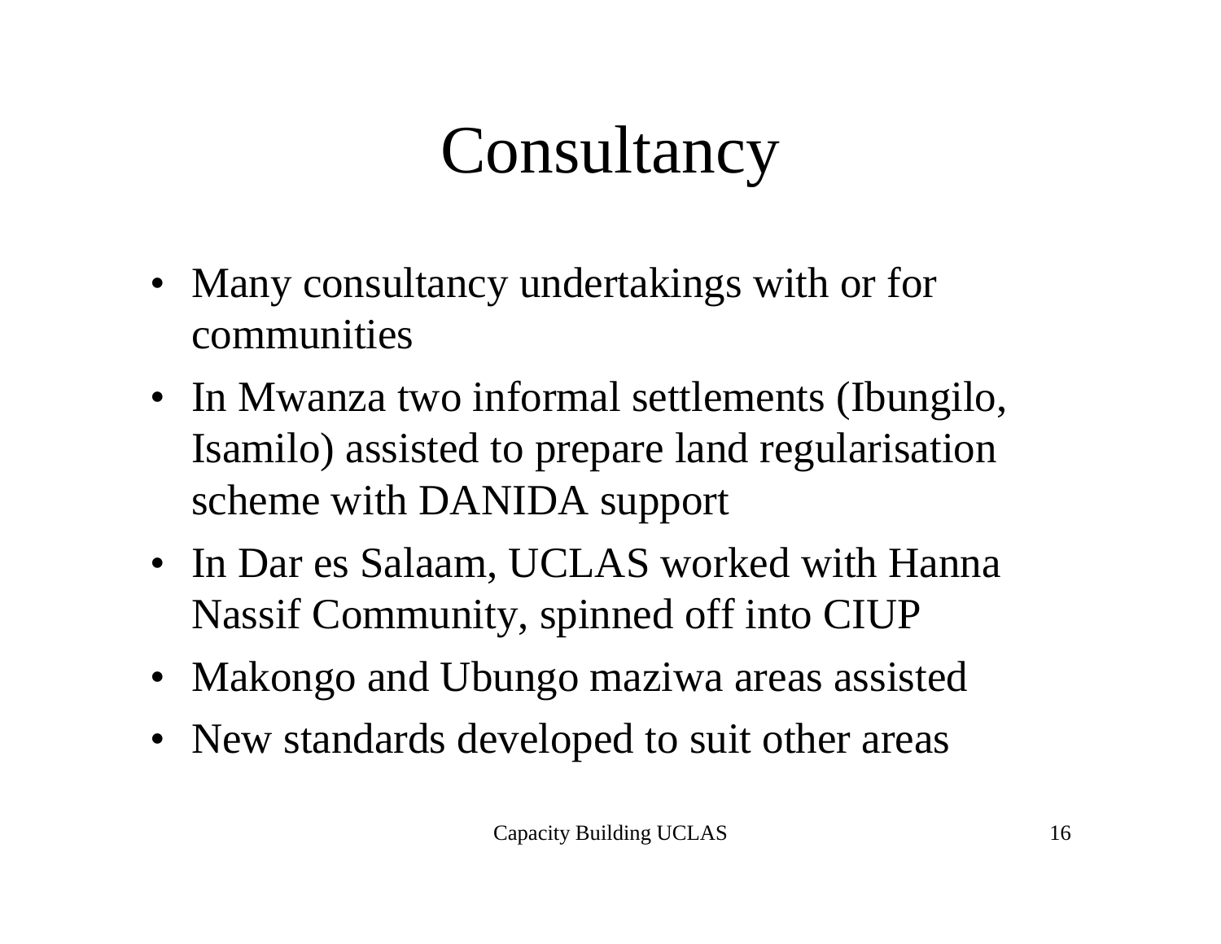# Consultancy

- Many consultancy undertakings with or for communities
- In Mwanza two informal settlements (Ibungilo, Isamilo) assisted to prepare land regularisation scheme with DANIDA support
- In Dar es Salaam, UCLAS worked with Hanna Nassif Community, spinned off into CIUP
- Makongo and Ubungo maziwa areas assisted
- New standards developed to suit other areas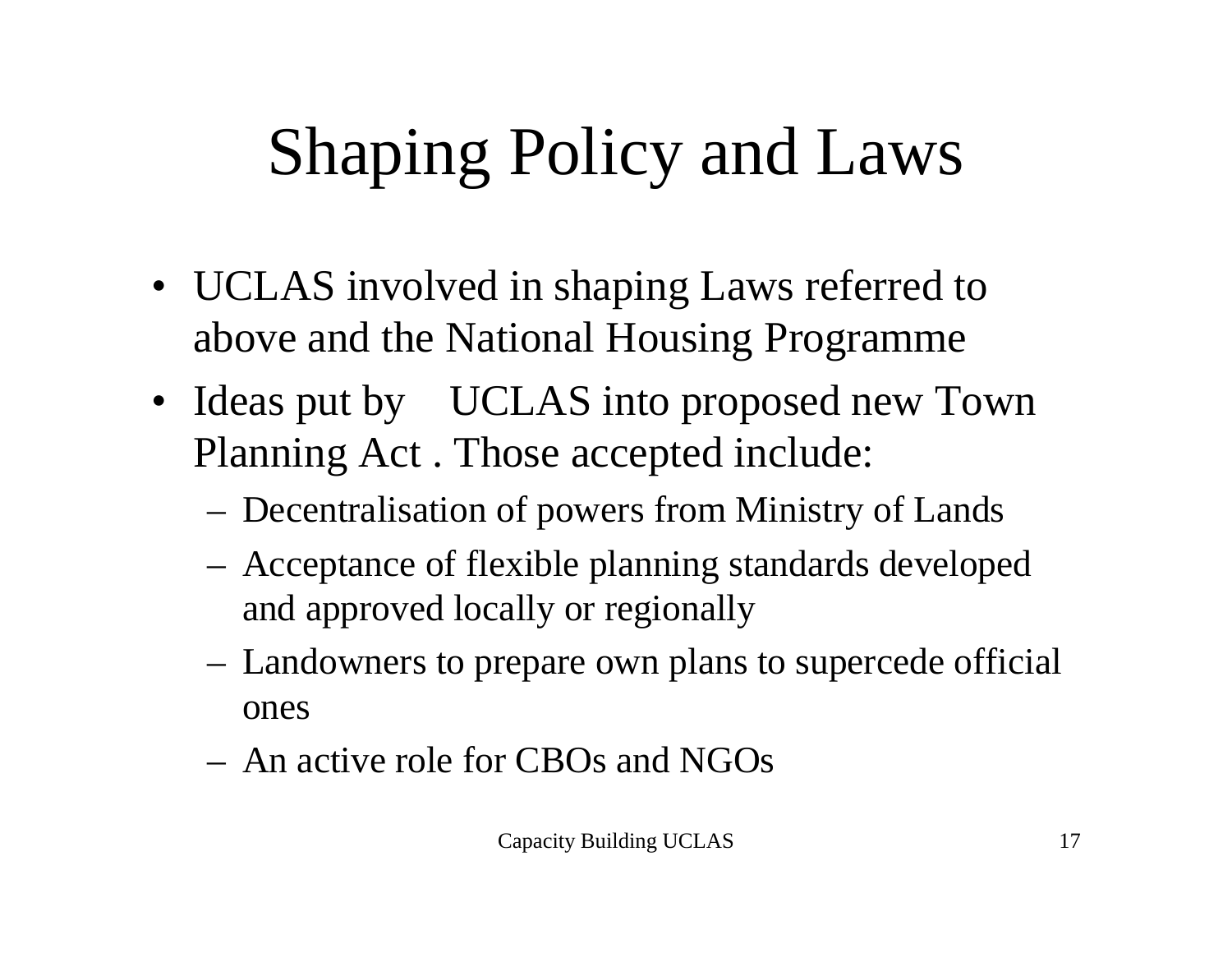# Shaping Policy and Laws

- UCLAS involved in shaping Laws referred to above and the National Housing Programme
- Ideas put by UCLAS into proposed new Town Planning Act . Those accepted include:
  - Decentralisation of powers from Ministry of Lands
  - Acceptance of flexible planning standards developed and approved locally or regionally
  - Landowners to prepare own plans to supercede official ones
  - An active role for CBOs and NGOs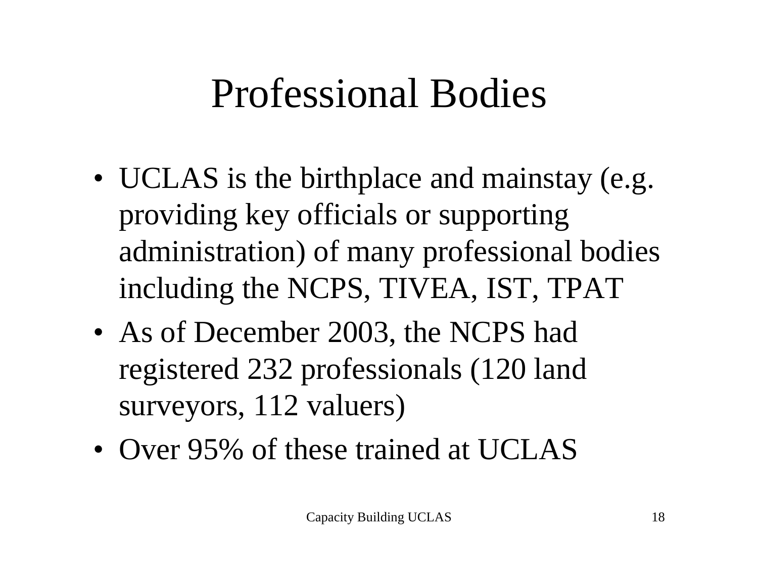# Professional Bodies

- UCLAS is the birthplace and mainstay (e.g. providing key officials or supporting administration) of many professional bodies including the NCPS, TIVEA, IST, TPAT
- As of December 2003, the NCPS had registered 232 professionals (120 land surveyors, 112 valuers)
- Over 95% of these trained at UCLAS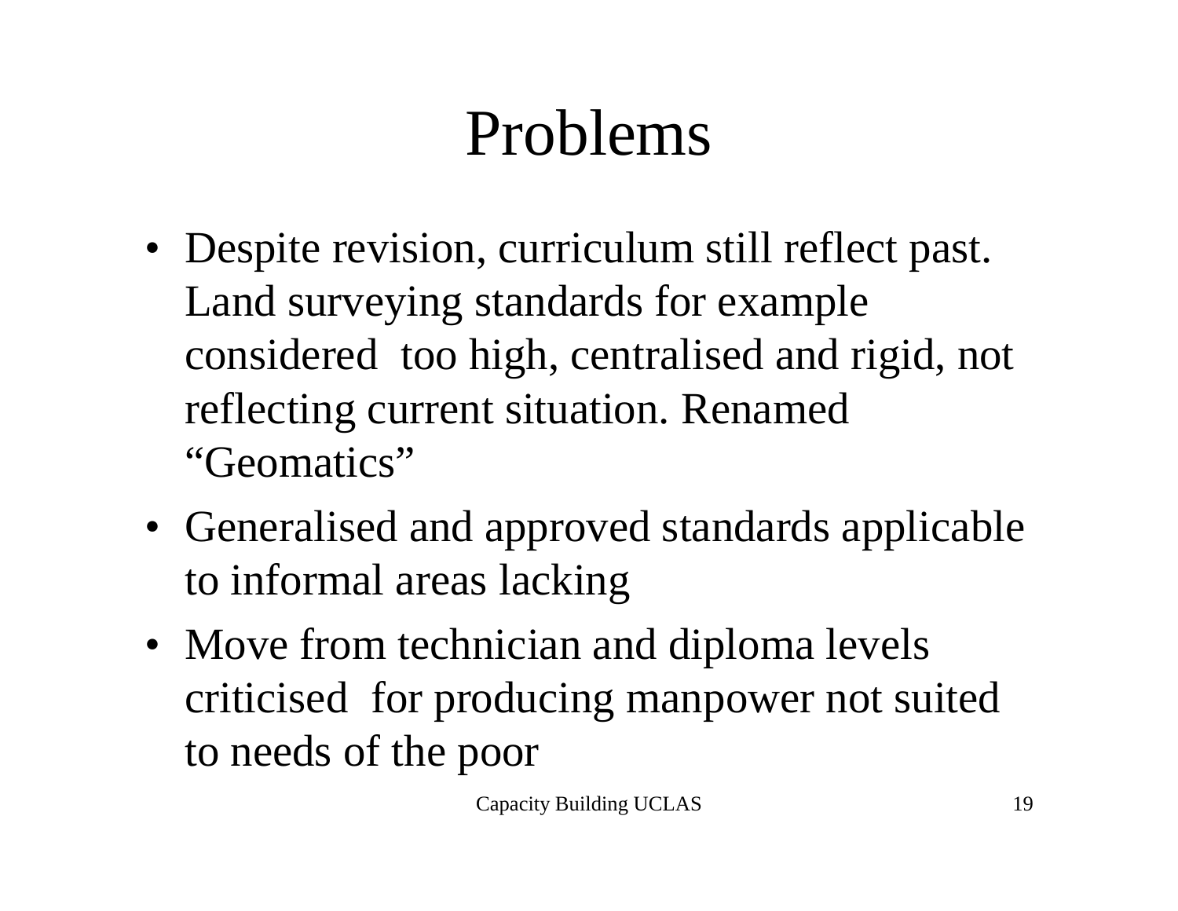# Problems

- Despite revision, curriculum still reflect past. Land surveying standards for example considered too high, centralised and rigid, not reflecting current situation. Renamed "Geomatics"
- Generalised and approved standards applicable to informal areas lacking
- Move from technician and diploma levels criticised for producing manpower not suited to needs of the poor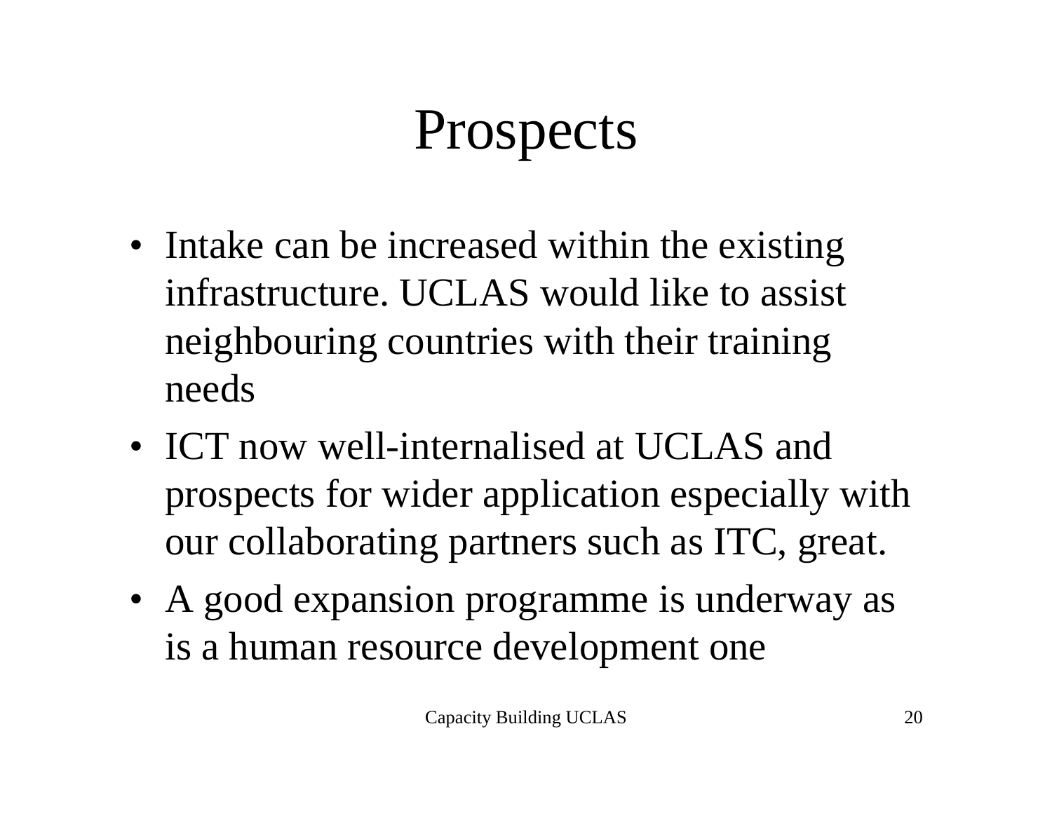# Prospects

- Intake can be increased within the existing infrastructure. UCLAS would like to assist neighbouring countries with their training needs
- ICT now well-internalised at UCLAS and prospects for wider application especially with our collaborating partners such as ITC, great.
- A good expansion programme is underway as is a human resource development one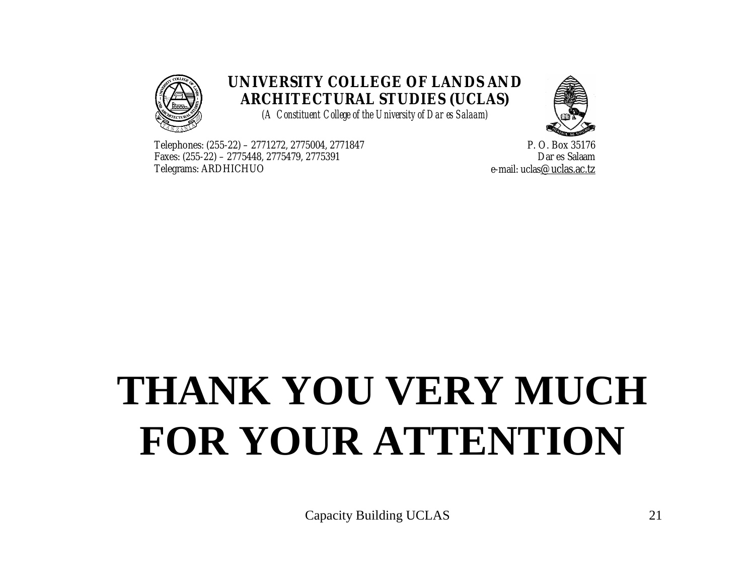**UNIVERSITY COLLEGE OF LANDS AND ARCHITECTURAL STUDIES (UCLAS)**

*(A Constituent College of the University of Dar es Salaam)*

Telephones: (255-22) – 2771272, 2775004, 2771847
Faxes: (255-22) – 2775448, 2775479, 2775391
Telegrams: ARDHICHUO

P. O. Box 35176
Dar es Salaam
e-mail: uclas@uclas.ac.tz

# THANK YOU VERY MUCH FOR YOUR ATTENTION